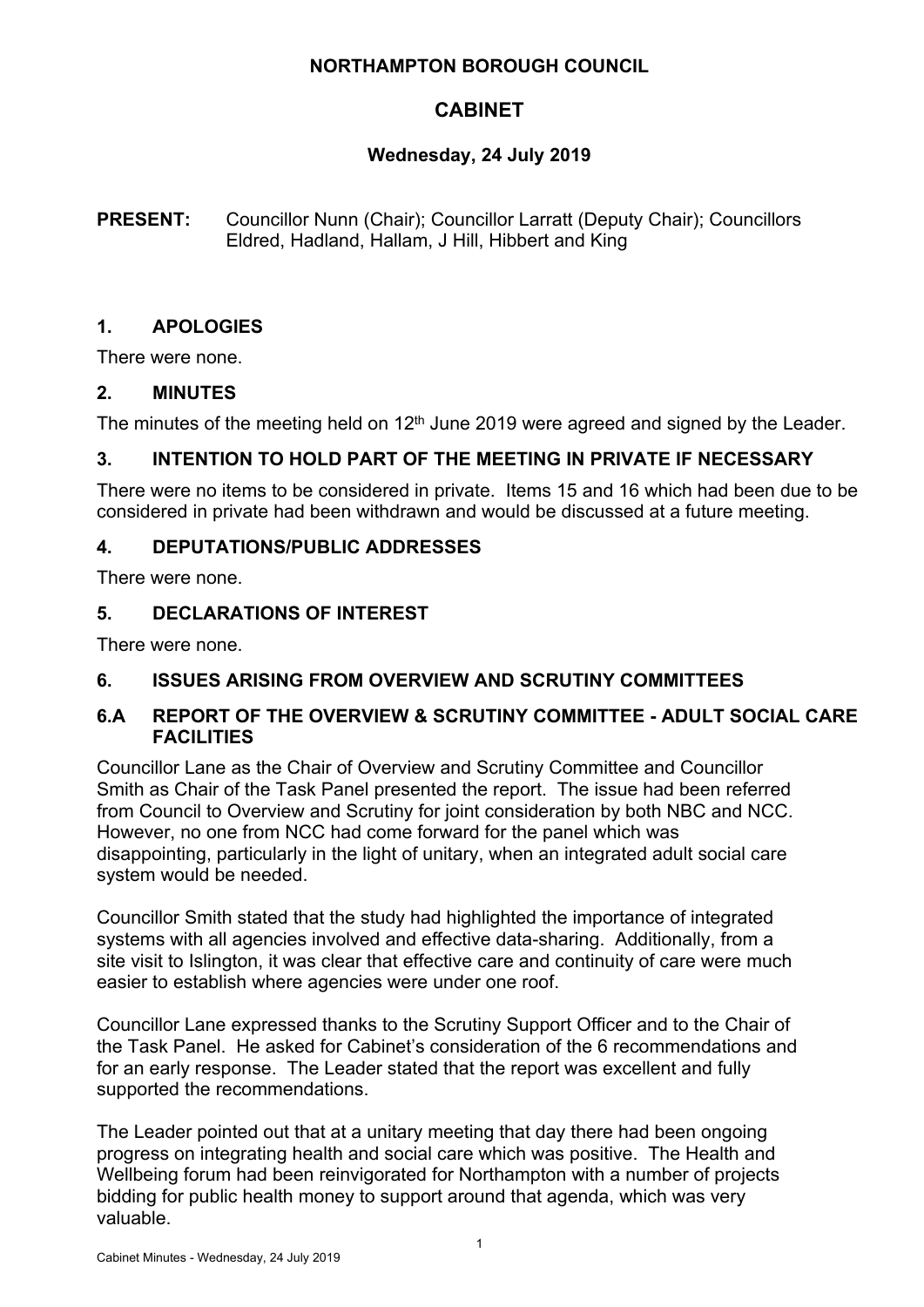# NORTHAMPTON BOROUGH COUNCIL

## CABINET

### Wednesday, 24 July 2019

**PRESENT:** Councillor Nunn (Chair); Councillor Larratt (Deputy Chair); Councillors Eldred, Hadland, Hallam, J Hill, Hibbert and King

## 1. APOLOGIES

There were none.

## 2. MINUTES

The minutes of the meeting held on 12th June 2019 were agreed and signed by the Leader.

## 3. INTENTION TO HOLD PART OF THE MEETING IN PRIVATE IF NECESSARY

There were no items to be considered in private. Items 15 and 16 which had been due to be considered in private had been withdrawn and would be discussed at a future meeting.

## 4. DEPUTATIONS/PUBLIC ADDRESSES

There were none.

## 5. DECLARATIONS OF INTEREST

There were none.

## 6. ISSUES ARISING FROM OVERVIEW AND SCRUTINY COMMITTEES

### 6.A REPORT OF THE OVERVIEW & SCRUTINY COMMITTEE - ADULT SOCIAL CARE FACILITIES

Councillor Lane as the Chair of Overview and Scrutiny Committee and Councillor Smith as Chair of the Task Panel presented the report. The issue had been referred from Council to Overview and Scrutiny for joint consideration by both NBC and NCC. However, no one from NCC had come forward for the panel which was disappointing, particularly in the light of unitary, when an integrated adult social care system would be needed.

Councillor Smith stated that the study had highlighted the importance of integrated systems with all agencies involved and effective data-sharing. Additionally, from a site visit to Islington, it was clear that effective care and continuity of care were much easier to establish where agencies were under one roof.

Councillor Lane expressed thanks to the Scrutiny Support Officer and to the Chair of the Task Panel. He asked for Cabinet's consideration of the 6 recommendations and for an early response. The Leader stated that the report was excellent and fully supported the recommendations.

The Leader pointed out that at a unitary meeting that day there had been ongoing progress on integrating health and social care which was positive. The Health and Wellbeing forum had been reinvigorated for Northampton with a number of projects bidding for public health money to support around that agenda, which was very valuable.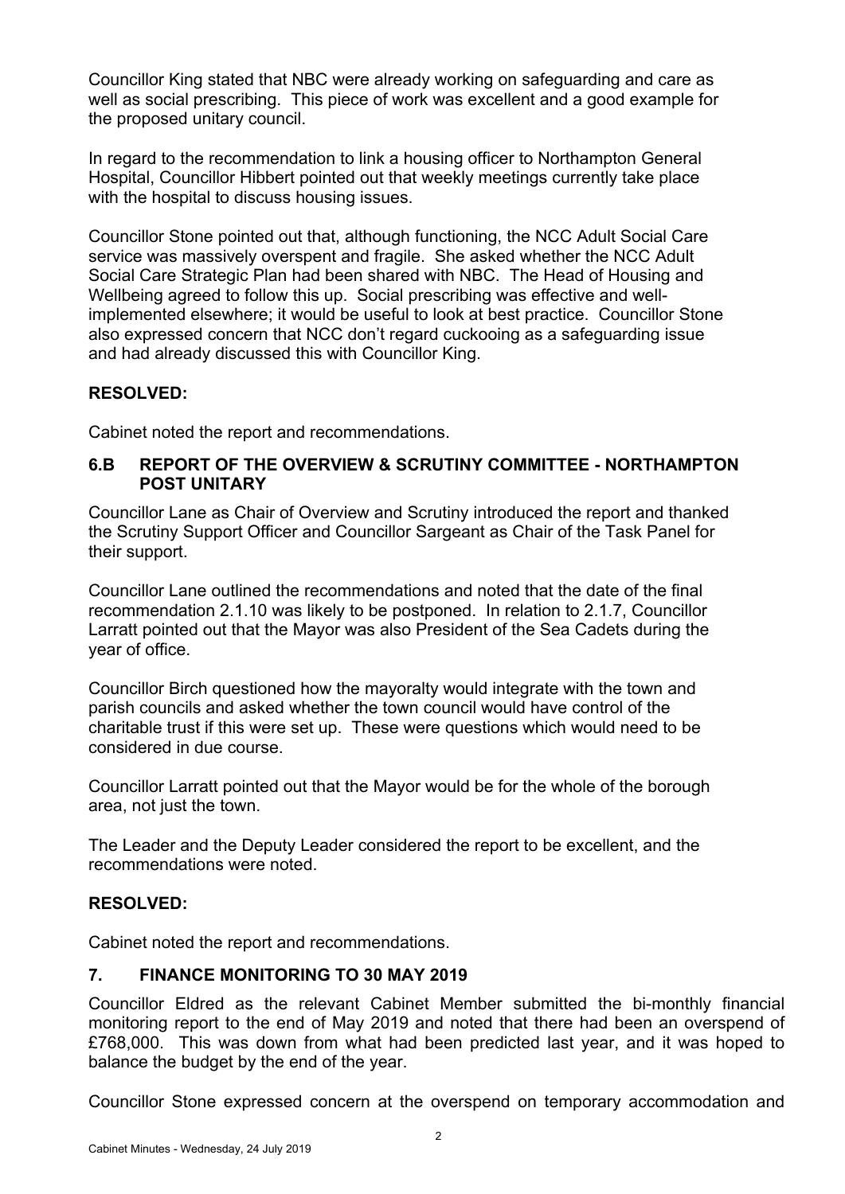Councillor King stated that NBC were already working on safeguarding and care as well as social prescribing. This piece of work was excellent and a good example for the proposed unitary council.

In regard to the recommendation to link a housing officer to Northampton General Hospital, Councillor Hibbert pointed out that weekly meetings currently take place with the hospital to discuss housing issues.

Councillor Stone pointed out that, although functioning, the NCC Adult Social Care service was massively overspent and fragile. She asked whether the NCC Adult Social Care Strategic Plan had been shared with NBC. The Head of Housing and Wellbeing agreed to follow this up. Social prescribing was effective and well-implemented elsewhere; it would be useful to look at best practice. Councillor Stone also expressed concern that NCC don't regard cuckooing as a safeguarding issue and had already discussed this with Councillor King.

**RESOLVED:**

Cabinet noted the report and recommendations.

## 6.B REPORT OF THE OVERVIEW & SCRUTINY COMMITTEE - NORTHAMPTON POST UNITARY

Councillor Lane as Chair of Overview and Scrutiny introduced the report and thanked the Scrutiny Support Officer and Councillor Sargeant as Chair of the Task Panel for their support.

Councillor Lane outlined the recommendations and noted that the date of the final recommendation 2.1.10 was likely to be postponed. In relation to 2.1.7, Councillor Larratt pointed out that the Mayor was also President of the Sea Cadets during the year of office.

Councillor Birch questioned how the mayoralty would integrate with the town and parish councils and asked whether the town council would have control of the charitable trust if this were set up. These were questions which would need to be considered in due course.

Councillor Larratt pointed out that the Mayor would be for the whole of the borough area, not just the town.

The Leader and the Deputy Leader considered the report to be excellent, and the recommendations were noted.

**RESOLVED:**

Cabinet noted the report and recommendations.

## 7. FINANCE MONITORING TO 30 MAY 2019

Councillor Eldred as the relevant Cabinet Member submitted the bi-monthly financial monitoring report to the end of May 2019 and noted that there had been an overspend of £768,000. This was down from what had been predicted last year, and it was hoped to balance the budget by the end of the year.

Councillor Stone expressed concern at the overspend on temporary accommodation and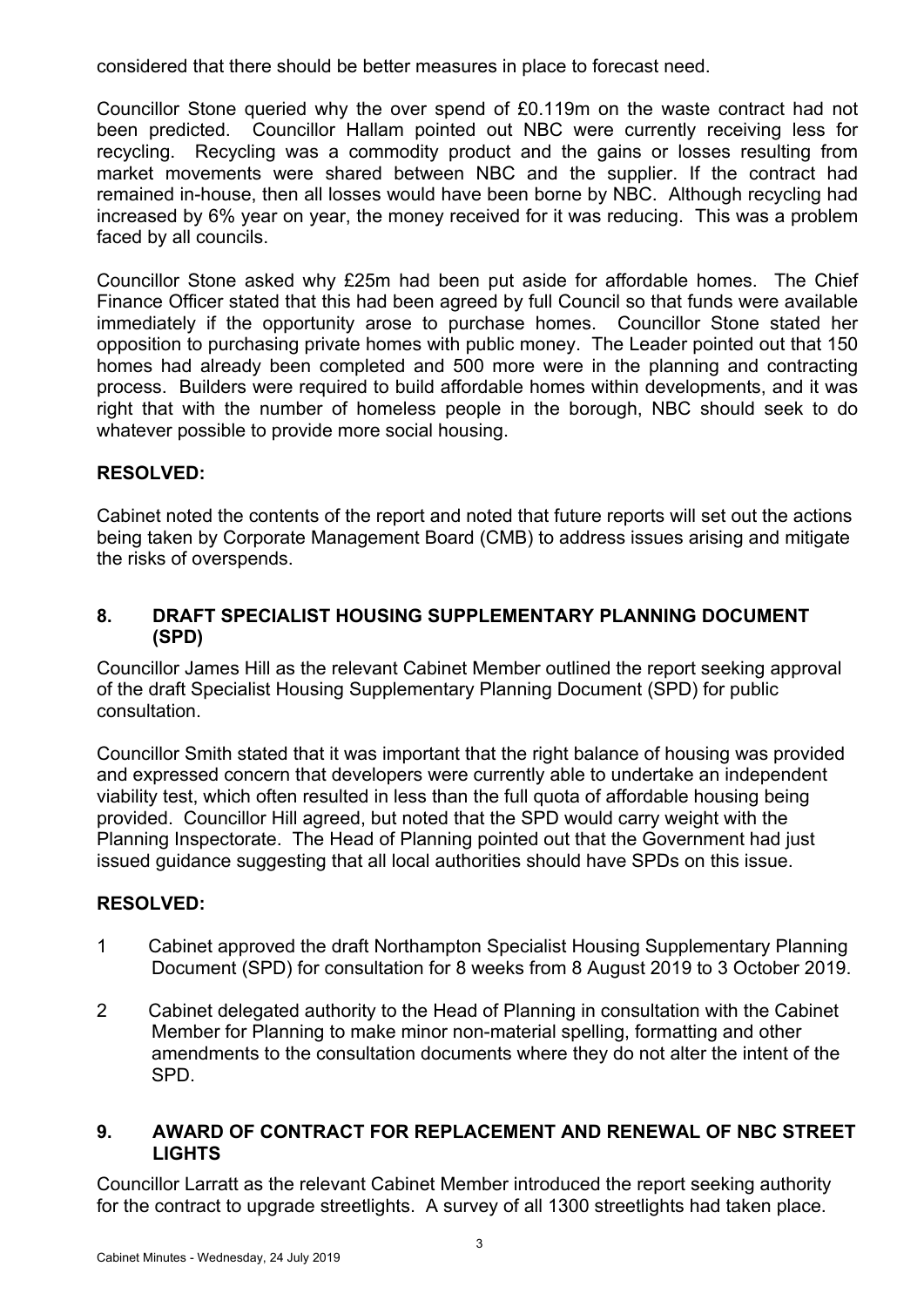considered that there should be better measures in place to forecast need.

Councillor Stone queried why the over spend of £0.119m on the waste contract had not been predicted. Councillor Hallam pointed out NBC were currently receiving less for recycling. Recycling was a commodity product and the gains or losses resulting from market movements were shared between NBC and the supplier. If the contract had remained in-house, then all losses would have been borne by NBC. Although recycling had increased by 6% year on year, the money received for it was reducing. This was a problem faced by all councils.

Councillor Stone asked why £25m had been put aside for affordable homes. The Chief Finance Officer stated that this had been agreed by full Council so that funds were available immediately if the opportunity arose to purchase homes. Councillor Stone stated her opposition to purchasing private homes with public money. The Leader pointed out that 150 homes had already been completed and 500 more were in the planning and contracting process. Builders were required to build affordable homes within developments, and it was right that with the number of homeless people in the borough, NBC should seek to do whatever possible to provide more social housing.

**RESOLVED:**

Cabinet noted the contents of the report and noted that future reports will set out the actions being taken by Corporate Management Board (CMB) to address issues arising and mitigate the risks of overspends.

## 8. DRAFT SPECIALIST HOUSING SUPPLEMENTARY PLANNING DOCUMENT (SPD)

Councillor James Hill as the relevant Cabinet Member outlined the report seeking approval of the draft Specialist Housing Supplementary Planning Document (SPD) for public consultation.

Councillor Smith stated that it was important that the right balance of housing was provided and expressed concern that developers were currently able to undertake an independent viability test, which often resulted in less than the full quota of affordable housing being provided. Councillor Hill agreed, but noted that the SPD would carry weight with the Planning Inspectorate. The Head of Planning pointed out that the Government had just issued guidance suggesting that all local authorities should have SPDs on this issue.

**RESOLVED:**

1. Cabinet approved the draft Northampton Specialist Housing Supplementary Planning Document (SPD) for consultation for 8 weeks from 8 August 2019 to 3 October 2019.
2. Cabinet delegated authority to the Head of Planning in consultation with the Cabinet Member for Planning to make minor non-material spelling, formatting and other amendments to the consultation documents where they do not alter the intent of the SPD.

## 9. AWARD OF CONTRACT FOR REPLACEMENT AND RENEWAL OF NBC STREET LIGHTS

Councillor Larratt as the relevant Cabinet Member introduced the report seeking authority for the contract to upgrade streetlights. A survey of all 1300 streetlights had taken place.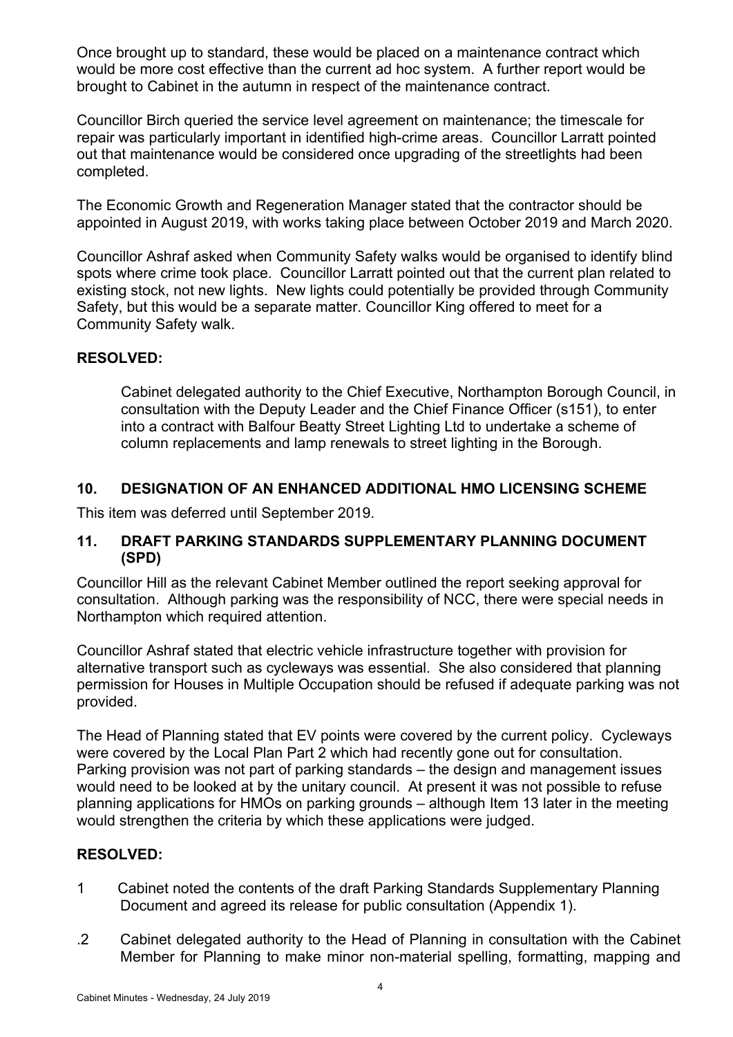Once brought up to standard, these would be placed on a maintenance contract which would be more cost effective than the current ad hoc system. A further report would be brought to Cabinet in the autumn in respect of the maintenance contract.

Councillor Birch queried the service level agreement on maintenance; the timescale for repair was particularly important in identified high-crime areas. Councillor Larratt pointed out that maintenance would be considered once upgrading of the streetlights had been completed.

The Economic Growth and Regeneration Manager stated that the contractor should be appointed in August 2019, with works taking place between October 2019 and March 2020.

Councillor Ashraf asked when Community Safety walks would be organised to identify blind spots where crime took place. Councillor Larratt pointed out that the current plan related to existing stock, not new lights. New lights could potentially be provided through Community Safety, but this would be a separate matter. Councillor King offered to meet for a Community Safety walk.

**RESOLVED:**

Cabinet delegated authority to the Chief Executive, Northampton Borough Council, in consultation with the Deputy Leader and the Chief Finance Officer (s151), to enter into a contract with Balfour Beatty Street Lighting Ltd to undertake a scheme of column replacements and lamp renewals to street lighting in the Borough.

## 10. DESIGNATION OF AN ENHANCED ADDITIONAL HMO LICENSING SCHEME

This item was deferred until September 2019.

## 11. DRAFT PARKING STANDARDS SUPPLEMENTARY PLANNING DOCUMENT (SPD)

Councillor Hill as the relevant Cabinet Member outlined the report seeking approval for consultation. Although parking was the responsibility of NCC, there were special needs in Northampton which required attention.

Councillor Ashraf stated that electric vehicle infrastructure together with provision for alternative transport such as cycleways was essential. She also considered that planning permission for Houses in Multiple Occupation should be refused if adequate parking was not provided.

The Head of Planning stated that EV points were covered by the current policy. Cycleways were covered by the Local Plan Part 2 which had recently gone out for consultation. Parking provision was not part of parking standards – the design and management issues would need to be looked at by the unitary council. At present it was not possible to refuse planning applications for HMOs on parking grounds – although Item 13 later in the meeting would strengthen the criteria by which these applications were judged.

**RESOLVED:**

1 Cabinet noted the contents of the draft Parking Standards Supplementary Planning Document and agreed its release for public consultation (Appendix 1).

.2 Cabinet delegated authority to the Head of Planning in consultation with the Cabinet Member for Planning to make minor non-material spelling, formatting, mapping and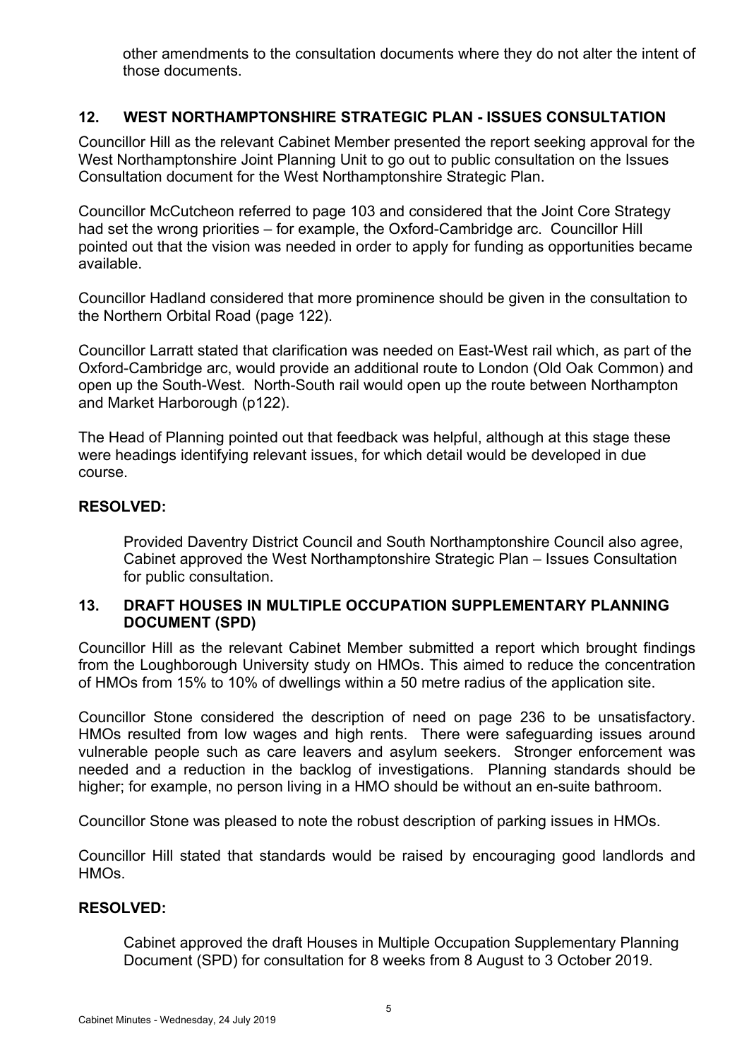other amendments to the consultation documents where they do not alter the intent of those documents.

## 12. WEST NORTHAMPTONSHIRE STRATEGIC PLAN - ISSUES CONSULTATION

Councillor Hill as the relevant Cabinet Member presented the report seeking approval for the West Northamptonshire Joint Planning Unit to go out to public consultation on the Issues Consultation document for the West Northamptonshire Strategic Plan.

Councillor McCutcheon referred to page 103 and considered that the Joint Core Strategy had set the wrong priorities – for example, the Oxford-Cambridge arc. Councillor Hill pointed out that the vision was needed in order to apply for funding as opportunities became available.

Councillor Hadland considered that more prominence should be given in the consultation to the Northern Orbital Road (page 122).

Councillor Larratt stated that clarification was needed on East-West rail which, as part of the Oxford-Cambridge arc, would provide an additional route to London (Old Oak Common) and open up the South-West. North-South rail would open up the route between Northampton and Market Harborough (p122).

The Head of Planning pointed out that feedback was helpful, although at this stage these were headings identifying relevant issues, for which detail would be developed in due course.

**RESOLVED:**

Provided Daventry District Council and South Northamptonshire Council also agree, Cabinet approved the West Northamptonshire Strategic Plan – Issues Consultation for public consultation.

## 13. DRAFT HOUSES IN MULTIPLE OCCUPATION SUPPLEMENTARY PLANNING DOCUMENT (SPD)

Councillor Hill as the relevant Cabinet Member submitted a report which brought findings from the Loughborough University study on HMOs. This aimed to reduce the concentration of HMOs from 15% to 10% of dwellings within a 50 metre radius of the application site.

Councillor Stone considered the description of need on page 236 to be unsatisfactory. HMOs resulted from low wages and high rents. There were safeguarding issues around vulnerable people such as care leavers and asylum seekers. Stronger enforcement was needed and a reduction in the backlog of investigations. Planning standards should be higher; for example, no person living in a HMO should be without an en-suite bathroom.

Councillor Stone was pleased to note the robust description of parking issues in HMOs.

Councillor Hill stated that standards would be raised by encouraging good landlords and HMOs.

**RESOLVED:**

Cabinet approved the draft Houses in Multiple Occupation Supplementary Planning Document (SPD) for consultation for 8 weeks from 8 August to 3 October 2019.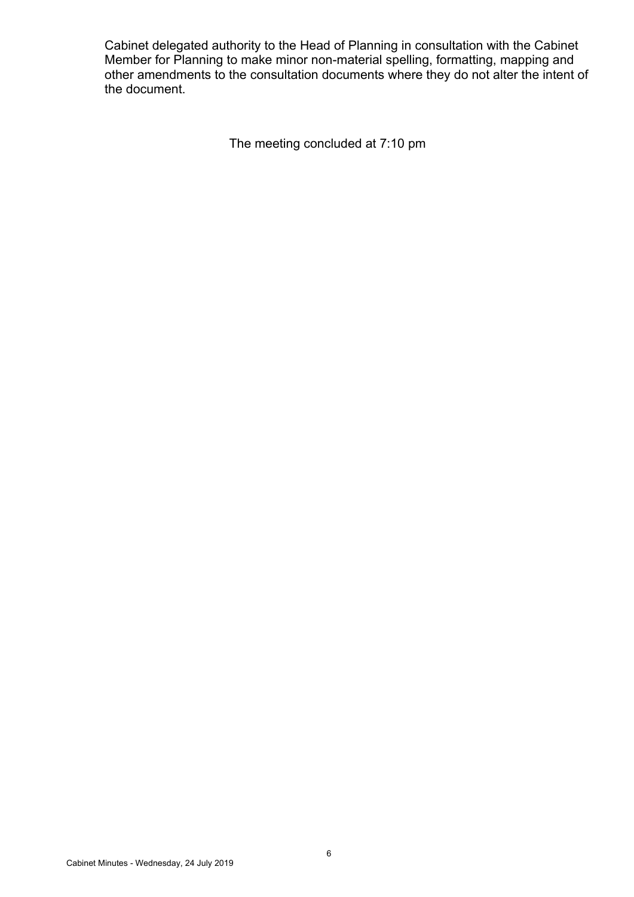Cabinet delegated authority to the Head of Planning in consultation with the Cabinet Member for Planning to make minor non-material spelling, formatting, mapping and other amendments to the consultation documents where they do not alter the intent of the document.

The meeting concluded at 7:10 pm